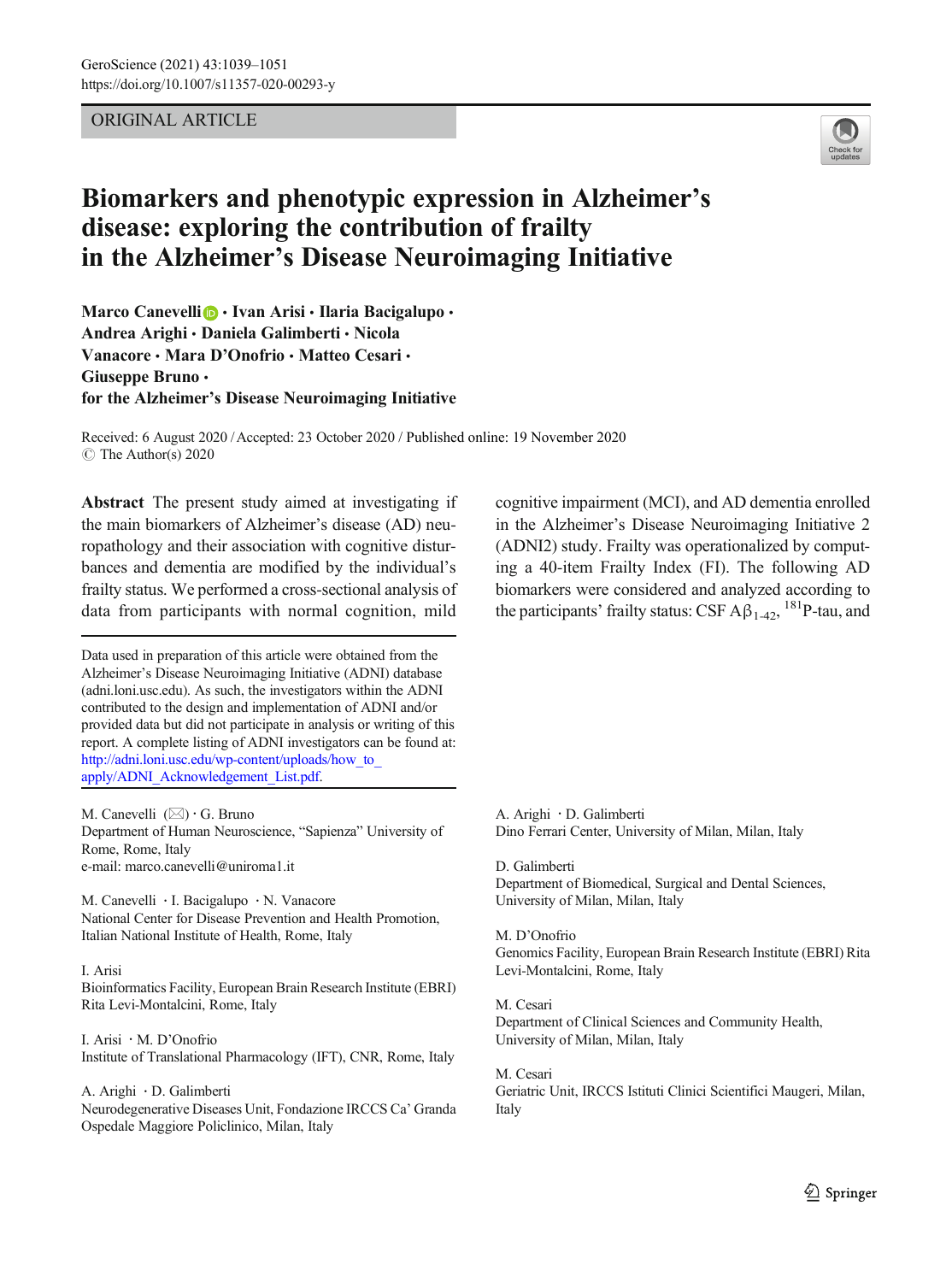ORIGINAL ARTICLE

# Biomarkers and phenotypic expression in Alzheimer's disease: exploring the contribution of frailty in the Alzheimer's Disease Neuroimaging Initiative

**Marco Canevelli · Ivan Arisi · Ilaria Bacigalupo · Andrea Arighi · Daniela Galimberti · Nicola Vanacore · Mara D'Onofrio · Matteo Cesari · Giuseppe Bruno · for the Alzheimer's Disease Neuroimaging Initiative**

Received: 6 August 2020 / Accepted: 23 October 2020 / Published online: 19 November 2020
© The Author(s) 2020

**Abstract** The present study aimed at investigating if the main biomarkers of Alzheimer's disease (AD) neuropathology and their association with cognitive disturbances and dementia are modified by the individual's frailty status. We performed a cross-sectional analysis of data from participants with normal cognition, mild cognitive impairment (MCI), and AD dementia enrolled in the Alzheimer's Disease Neuroimaging Initiative 2 (ADNI2) study. Frailty was operationalized by computing a 40-item Frailty Index (FI). The following AD biomarkers were considered and analyzed according to the participants' frailty status: CSF $A\beta_{1\text{-}42}$, $^{181}$P-tau, and

Data used in preparation of this article were obtained from the Alzheimer's Disease Neuroimaging Initiative (ADNI) database (adni.loni.usc.edu). As such, the investigators within the ADNI contributed to the design and implementation of ADNI and/or provided data but did not participate in analysis or writing of this report. A complete listing of ADNI investigators can be found at: http://adni.loni.usc.edu/wp-content/uploads/how_to_apply/ADNI_Acknowledgement_List.pdf.

M. Canevelli (✉) · G. Bruno
Department of Human Neuroscience, "Sapienza" University of Rome, Rome, Italy
e-mail: marco.canevelli@uniroma1.it

M. Canevelli · I. Bacigalupo · N. Vanacore
National Center for Disease Prevention and Health Promotion, Italian National Institute of Health, Rome, Italy

I. Arisi
Bioinformatics Facility, European Brain Research Institute (EBRI) Rita Levi-Montalcini, Rome, Italy

I. Arisi · M. D'Onofrio
Institute of Translational Pharmacology (IFT), CNR, Rome, Italy

A. Arighi · D. Galimberti
Neurodegenerative Diseases Unit, Fondazione IRCCS Ca' Granda Ospedale Maggiore Policlinico, Milan, Italy

A. Arighi · D. Galimberti
Dino Ferrari Center, University of Milan, Milan, Italy

D. Galimberti
Department of Biomedical, Surgical and Dental Sciences, University of Milan, Milan, Italy

M. D'Onofrio
Genomics Facility, European Brain Research Institute (EBRI) Rita Levi-Montalcini, Rome, Italy

M. Cesari
Department of Clinical Sciences and Community Health, University of Milan, Milan, Italy

M. Cesari
Geriatric Unit, IRCCS Istituti Clinici Scientifici Maugeri, Milan, Italy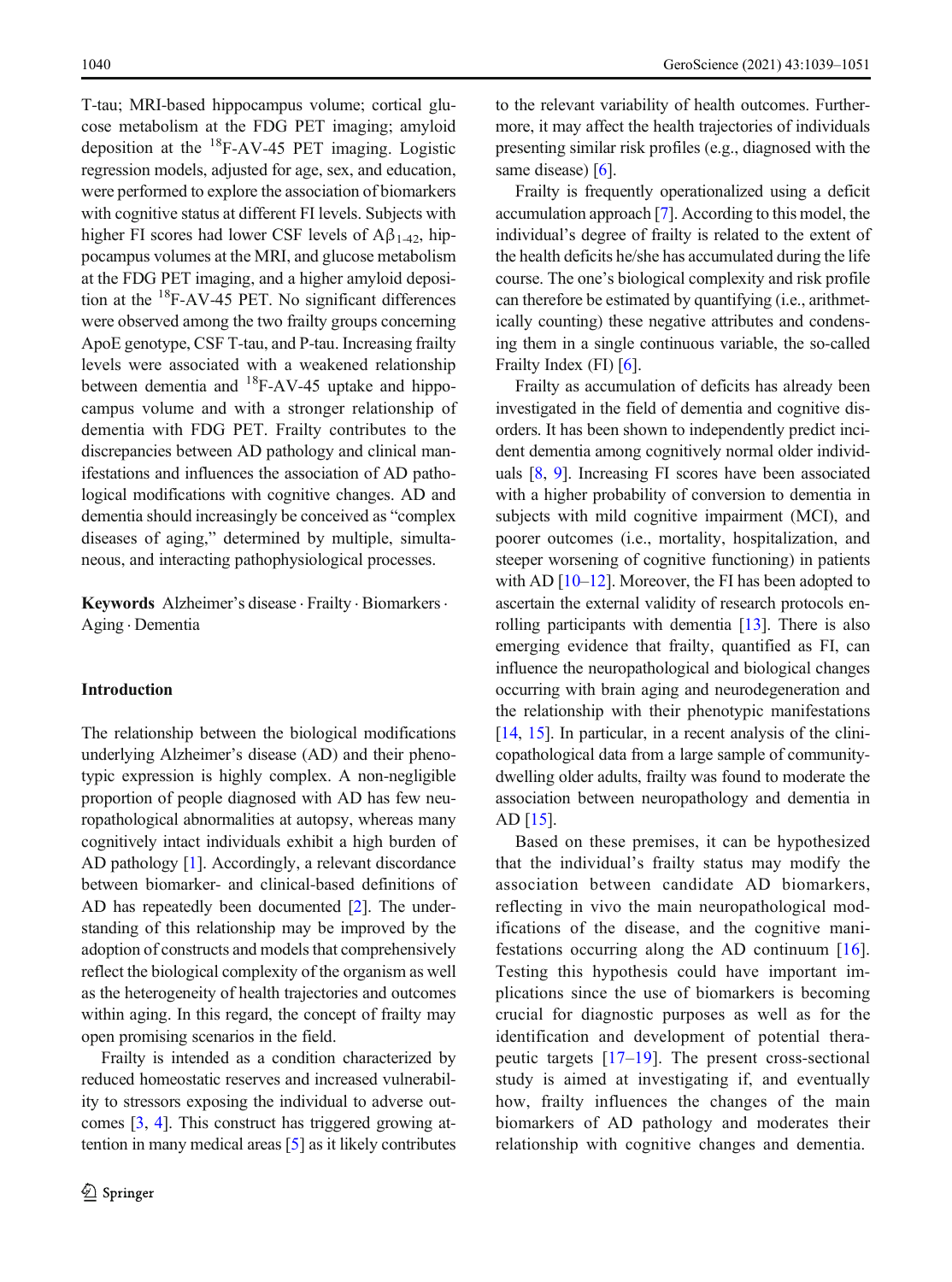T-tau; MRI-based hippocampus volume; cortical glucose metabolism at the FDG PET imaging; amyloid deposition at the $^{18}$F-AV-45 PET imaging. Logistic regression models, adjusted for age, sex, and education, were performed to explore the association of biomarkers with cognitive status at different FI levels. Subjects with higher FI scores had lower CSF levels of $A\beta_{1\text{-}42}$, hippocampus volumes at the MRI, and glucose metabolism at the FDG PET imaging, and a higher amyloid deposition at the $^{18}$F-AV-45 PET. No significant differences were observed among the two frailty groups concerning ApoE genotype, CSF T-tau, and P-tau. Increasing frailty levels were associated with a weakened relationship between dementia and $^{18}$F-AV-45 uptake and hippocampus volume and with a stronger relationship of dementia with FDG PET. Frailty contributes to the discrepancies between AD pathology and clinical manifestations and influences the association of AD pathological modifications with cognitive changes. AD and dementia should increasingly be conceived as "complex diseases of aging," determined by multiple, simultaneous, and interacting pathophysiological processes.

**Keywords** Alzheimer's disease · Frailty · Biomarkers · Aging · Dementia

## Introduction

The relationship between the biological modifications underlying Alzheimer's disease (AD) and their phenotypic expression is highly complex. A non-negligible proportion of people diagnosed with AD has few neuropathological abnormalities at autopsy, whereas many cognitively intact individuals exhibit a high burden of AD pathology [1]. Accordingly, a relevant discordance between biomarker- and clinical-based definitions of AD has repeatedly been documented [2]. The understanding of this relationship may be improved by the adoption of constructs and models that comprehensively reflect the biological complexity of the organism as well as the heterogeneity of health trajectories and outcomes within aging. In this regard, the concept of frailty may open promising scenarios in the field.

Frailty is intended as a condition characterized by reduced homeostatic reserves and increased vulnerability to stressors exposing the individual to adverse outcomes [3, 4]. This construct has triggered growing attention in many medical areas [5] as it likely contributes to the relevant variability of health outcomes. Furthermore, it may affect the health trajectories of individuals presenting similar risk profiles (e.g., diagnosed with the same disease) [6].

Frailty is frequently operationalized using a deficit accumulation approach [7]. According to this model, the individual's degree of frailty is related to the extent of the health deficits he/she has accumulated during the life course. The one's biological complexity and risk profile can therefore be estimated by quantifying (i.e., arithmetically counting) these negative attributes and condensing them in a single continuous variable, the so-called Frailty Index (FI) [6].

Frailty as accumulation of deficits has already been investigated in the field of dementia and cognitive disorders. It has been shown to independently predict incident dementia among cognitively normal older individuals [8, 9]. Increasing FI scores have been associated with a higher probability of conversion to dementia in subjects with mild cognitive impairment (MCI), and poorer outcomes (i.e., mortality, hospitalization, and steeper worsening of cognitive functioning) in patients with AD [10–12]. Moreover, the FI has been adopted to ascertain the external validity of research protocols enrolling participants with dementia [13]. There is also emerging evidence that frailty, quantified as FI, can influence the neuropathological and biological changes occurring with brain aging and neurodegeneration and the relationship with their phenotypic manifestations [14, 15]. In particular, in a recent analysis of the clinicopathological data from a large sample of community-dwelling older adults, frailty was found to moderate the association between neuropathology and dementia in AD [15].

Based on these premises, it can be hypothesized that the individual's frailty status may modify the association between candidate AD biomarkers, reflecting in vivo the main neuropathological modifications of the disease, and the cognitive manifestations occurring along the AD continuum [16]. Testing this hypothesis could have important implications since the use of biomarkers is becoming crucial for diagnostic purposes as well as for the identification and development of potential therapeutic targets [17–19]. The present cross-sectional study is aimed at investigating if, and eventually how, frailty influences the changes of the main biomarkers of AD pathology and moderates their relationship with cognitive changes and dementia.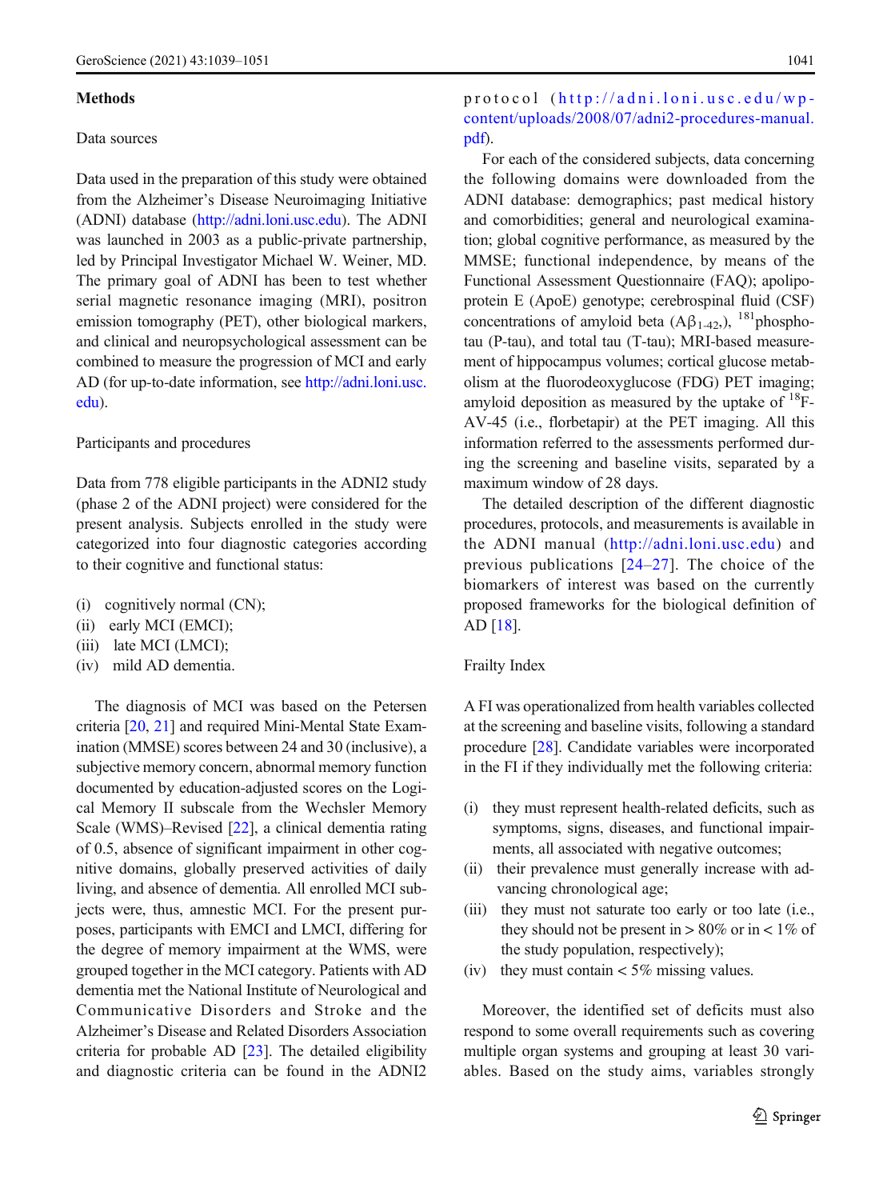## Methods

### Data sources

Data used in the preparation of this study were obtained from the Alzheimer's Disease Neuroimaging Initiative (ADNI) database (http://adni.loni.usc.edu). The ADNI was launched in 2003 as a public-private partnership, led by Principal Investigator Michael W. Weiner, MD. The primary goal of ADNI has been to test whether serial magnetic resonance imaging (MRI), positron emission tomography (PET), other biological markers, and clinical and neuropsychological assessment can be combined to measure the progression of MCI and early AD (for up-to-date information, see http://adni.loni.usc.edu).

### Participants and procedures

Data from 778 eligible participants in the ADNI2 study (phase 2 of the ADNI project) were considered for the present analysis. Subjects enrolled in the study were categorized into four diagnostic categories according to their cognitive and functional status:

(i) cognitively normal (CN);
(ii) early MCI (EMCI);
(iii) late MCI (LMCI);
(iv) mild AD dementia.

The diagnosis of MCI was based on the Petersen criteria [20, 21] and required Mini-Mental State Examination (MMSE) scores between 24 and 30 (inclusive), a subjective memory concern, abnormal memory function documented by education-adjusted scores on the Logical Memory II subscale from the Wechsler Memory Scale (WMS)–Revised [22], a clinical dementia rating of 0.5, absence of significant impairment in other cognitive domains, globally preserved activities of daily living, and absence of dementia. All enrolled MCI subjects were, thus, amnestic MCI. For the present purposes, participants with EMCI and LMCI, differing for the degree of memory impairment at the WMS, were grouped together in the MCI category. Patients with AD dementia met the National Institute of Neurological and Communicative Disorders and Stroke and the Alzheimer's Disease and Related Disorders Association criteria for probable AD [23]. The detailed eligibility and diagnostic criteria can be found in the ADNI2 protocol (http://adni.loni.usc.edu/wp-content/uploads/2008/07/adni2-procedures-manual.pdf).

For each of the considered subjects, data concerning the following domains were downloaded from the ADNI database: demographics; past medical history and comorbidities; general and neurological examination; global cognitive performance, as measured by the MMSE; functional independence, by means of the Functional Assessment Questionnaire (FAQ); apolipoprotein E (ApoE) genotype; cerebrospinal fluid (CSF) concentrations of amyloid beta ($A\beta_{1\text{-}42}$), $^{181}$phospho-tau (P-tau), and total tau (T-tau); MRI-based measurement of hippocampus volumes; cortical glucose metabolism at the fluorodeoxyglucose (FDG) PET imaging; amyloid deposition as measured by the uptake of $^{18}$F-AV-45 (i.e., florbetapir) at the PET imaging. All this information referred to the assessments performed during the screening and baseline visits, separated by a maximum window of 28 days.

The detailed description of the different diagnostic procedures, protocols, and measurements is available in the ADNI manual (http://adni.loni.usc.edu) and previous publications [24–27]. The choice of the biomarkers of interest was based on the currently proposed frameworks for the biological definition of AD [18].

### Frailty Index

A FI was operationalized from health variables collected at the screening and baseline visits, following a standard procedure [28]. Candidate variables were incorporated in the FI if they individually met the following criteria:

(i) they must represent health-related deficits, such as symptoms, signs, diseases, and functional impairments, all associated with negative outcomes;
(ii) their prevalence must generally increase with advancing chronological age;
(iii) they must not saturate too early or too late (i.e., they should not be present in > 80% or in < 1% of the study population, respectively);
(iv) they must contain < 5% missing values.

Moreover, the identified set of deficits must also respond to some overall requirements such as covering multiple organ systems and grouping at least 30 variables. Based on the study aims, variables strongly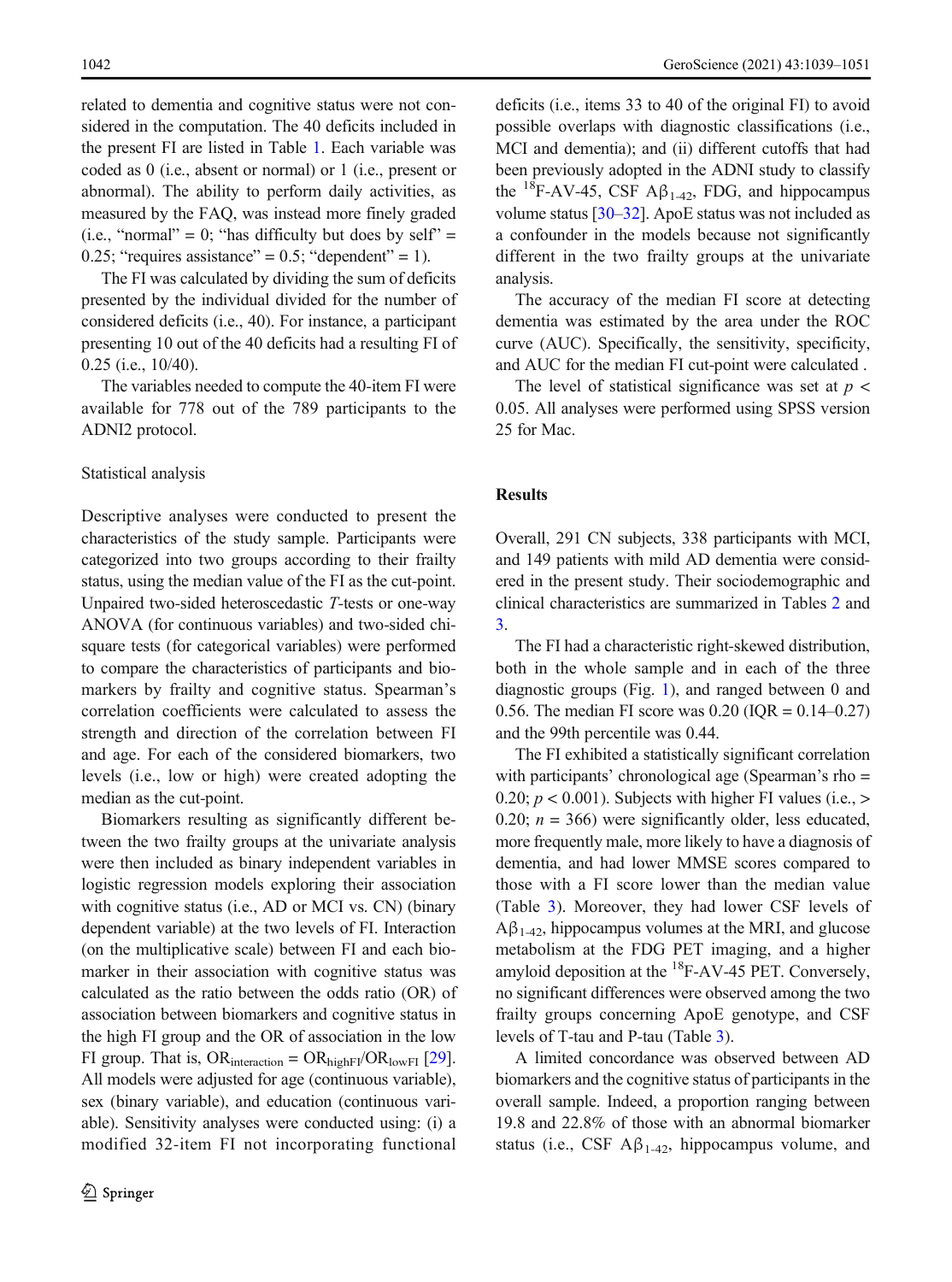related to dementia and cognitive status were not considered in the computation. The 40 deficits included in the present FI are listed in Table 1. Each variable was coded as 0 (i.e., absent or normal) or 1 (i.e., present or abnormal). The ability to perform daily activities, as measured by the FAQ, was instead more finely graded (i.e., "normal" = 0; "has difficulty but does by self" = 0.25; "requires assistance" = 0.5; "dependent" = 1).

The FI was calculated by dividing the sum of deficits presented by the individual divided for the number of considered deficits (i.e., 40). For instance, a participant presenting 10 out of the 40 deficits had a resulting FI of 0.25 (i.e., 10/40).

The variables needed to compute the 40-item FI were available for 778 out of the 789 participants to the ADNI2 protocol.

Statistical analysis

Descriptive analyses were conducted to present the characteristics of the study sample. Participants were categorized into two groups according to their frailty status, using the median value of the FI as the cut-point. Unpaired two-sided heteroscedastic *T*-tests or one-way ANOVA (for continuous variables) and two-sided chi-square tests (for categorical variables) were performed to compare the characteristics of participants and biomarkers by frailty and cognitive status. Spearman's correlation coefficients were calculated to assess the strength and direction of the correlation between FI and age. For each of the considered biomarkers, two levels (i.e., low or high) were created adopting the median as the cut-point.

Biomarkers resulting as significantly different between the two frailty groups at the univariate analysis were then included as binary independent variables in logistic regression models exploring their association with cognitive status (i.e., AD or MCI vs. CN) (binary dependent variable) at the two levels of FI. Interaction (on the multiplicative scale) between FI and each biomarker in their association with cognitive status was calculated as the ratio between the odds ratio (OR) of association between biomarkers and cognitive status in the high FI group and the OR of association in the low FI group. That is, $OR_{interaction} = OR_{highFI}/OR_{lowFI}$ [29]. All models were adjusted for age (continuous variable), sex (binary variable), and education (continuous variable). Sensitivity analyses were conducted using: (i) a modified 32-item FI not incorporating functional deficits (i.e., items 33 to 40 of the original FI) to avoid possible overlaps with diagnostic classifications (i.e., MCI and dementia); and (ii) different cutoffs that had been previously adopted in the ADNI study to classify the $^{18}$F-AV-45, CSF $A\beta_{1\text{-}42}$, FDG, and hippocampus volume status [30–32]. ApoE status was not included as a confounder in the models because not significantly different in the two frailty groups at the univariate analysis.

The accuracy of the median FI score at detecting dementia was estimated by the area under the ROC curve (AUC). Specifically, the sensitivity, specificity, and AUC for the median FI cut-point were calculated .

The level of statistical significance was set at $p < 0.05$. All analyses were performed using SPSS version 25 for Mac.

## Results

Overall, 291 CN subjects, 338 participants with MCI, and 149 patients with mild AD dementia were considered in the present study. Their sociodemographic and clinical characteristics are summarized in Tables 2 and 3.

The FI had a characteristic right-skewed distribution, both in the whole sample and in each of the three diagnostic groups (Fig. 1), and ranged between 0 and 0.56. The median FI score was 0.20 (IQR = 0.14–0.27) and the 99th percentile was 0.44.

The FI exhibited a statistically significant correlation with participants' chronological age (Spearman's rho = 0.20; $p < 0.001$). Subjects with higher FI values (i.e., > 0.20; $n = 366$) were significantly older, less educated, more frequently male, more likely to have a diagnosis of dementia, and had lower MMSE scores compared to those with a FI score lower than the median value (Table 3). Moreover, they had lower CSF levels of $A\beta_{1\text{-}42}$, hippocampus volumes at the MRI, and glucose metabolism at the FDG PET imaging, and a higher amyloid deposition at the $^{18}$F-AV-45 PET. Conversely, no significant differences were observed among the two frailty groups concerning ApoE genotype, and CSF levels of T-tau and P-tau (Table 3).

A limited concordance was observed between AD biomarkers and the cognitive status of participants in the overall sample. Indeed, a proportion ranging between 19.8 and 22.8% of those with an abnormal biomarker status (i.e., CSF $A\beta_{1\text{-}42}$, hippocampus volume, and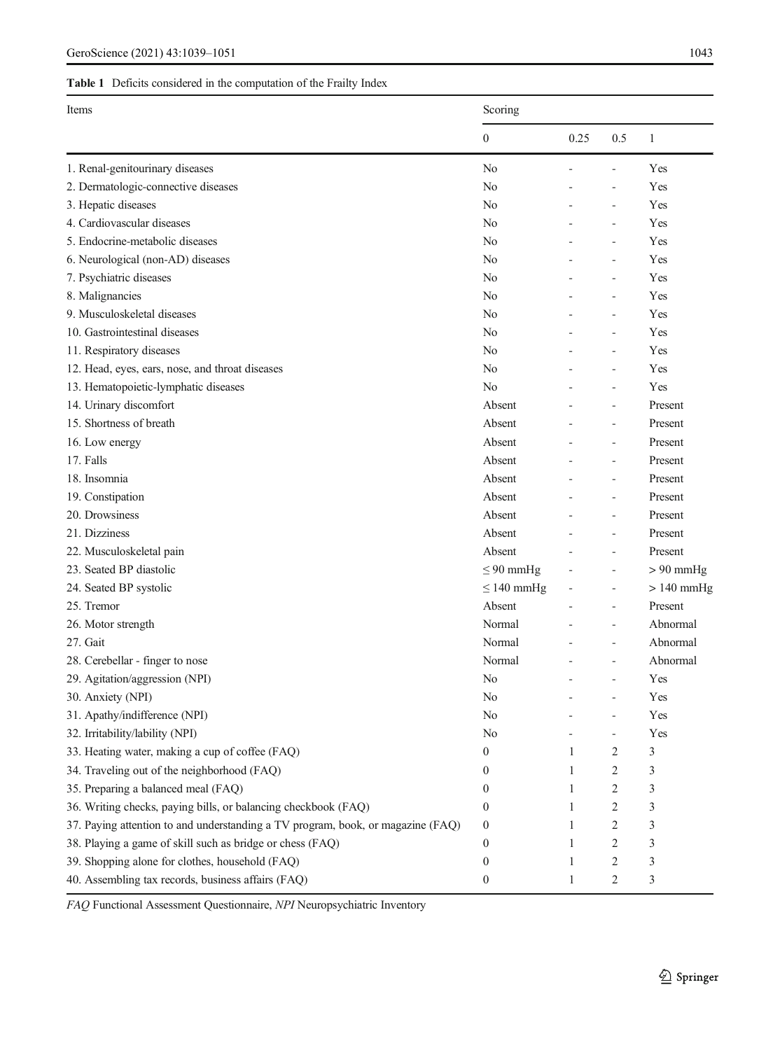**Table 1** Deficits considered in the computation of the Frailty Index

| Items | Scoring | | | |
|---|---|---|---|---|
| | 0 | 0.25 | 0.5 | 1 |
| 1. Renal-genitourinary diseases | No | - | - | Yes |
| 2. Dermatologic-connective diseases | No | - | - | Yes |
| 3. Hepatic diseases | No | - | - | Yes |
| 4. Cardiovascular diseases | No | - | - | Yes |
| 5. Endocrine-metabolic diseases | No | - | - | Yes |
| 6. Neurological (non-AD) diseases | No | - | - | Yes |
| 7. Psychiatric diseases | No | - | - | Yes |
| 8. Malignancies | No | - | - | Yes |
| 9. Musculoskeletal diseases | No | - | - | Yes |
| 10. Gastrointestinal diseases | No | - | - | Yes |
| 11. Respiratory diseases | No | - | - | Yes |
| 12. Head, eyes, ears, nose, and throat diseases | No | - | - | Yes |
| 13. Hematopoietic-lymphatic diseases | No | - | - | Yes |
| 14. Urinary discomfort | Absent | - | - | Present |
| 15. Shortness of breath | Absent | - | - | Present |
| 16. Low energy | Absent | - | - | Present |
| 17. Falls | Absent | - | - | Present |
| 18. Insomnia | Absent | - | - | Present |
| 19. Constipation | Absent | - | - | Present |
| 20. Drowsiness | Absent | - | - | Present |
| 21. Dizziness | Absent | - | - | Present |
| 22. Musculoskeletal pain | Absent | - | - | Present |
| 23. Seated BP diastolic | ≤ 90 mmHg | - | - | > 90 mmHg |
| 24. Seated BP systolic | ≤ 140 mmHg | - | - | > 140 mmHg |
| 25. Tremor | Absent | - | - | Present |
| 26. Motor strength | Normal | - | - | Abnormal |
| 27. Gait | Normal | - | - | Abnormal |
| 28. Cerebellar - finger to nose | Normal | - | - | Abnormal |
| 29. Agitation/aggression (NPI) | No | - | - | Yes |
| 30. Anxiety (NPI) | No | - | - | Yes |
| 31. Apathy/indifference (NPI) | No | - | - | Yes |
| 32. Irritability/lability (NPI) | No | - | - | Yes |
| 33. Heating water, making a cup of coffee (FAQ) | 0 | 1 | 2 | 3 |
| 34. Traveling out of the neighborhood (FAQ) | 0 | 1 | 2 | 3 |
| 35. Preparing a balanced meal (FAQ) | 0 | 1 | 2 | 3 |
| 36. Writing checks, paying bills, or balancing checkbook (FAQ) | 0 | 1 | 2 | 3 |
| 37. Paying attention to and understanding a TV program, book, or magazine (FAQ) | 0 | 1 | 2 | 3 |
| 38. Playing a game of skill such as bridge or chess (FAQ) | 0 | 1 | 2 | 3 |
| 39. Shopping alone for clothes, household (FAQ) | 0 | 1 | 2 | 3 |
| 40. Assembling tax records, business affairs (FAQ) | 0 | 1 | 2 | 3 |

*FAQ* Functional Assessment Questionnaire, *NPI* Neuropsychiatric Inventory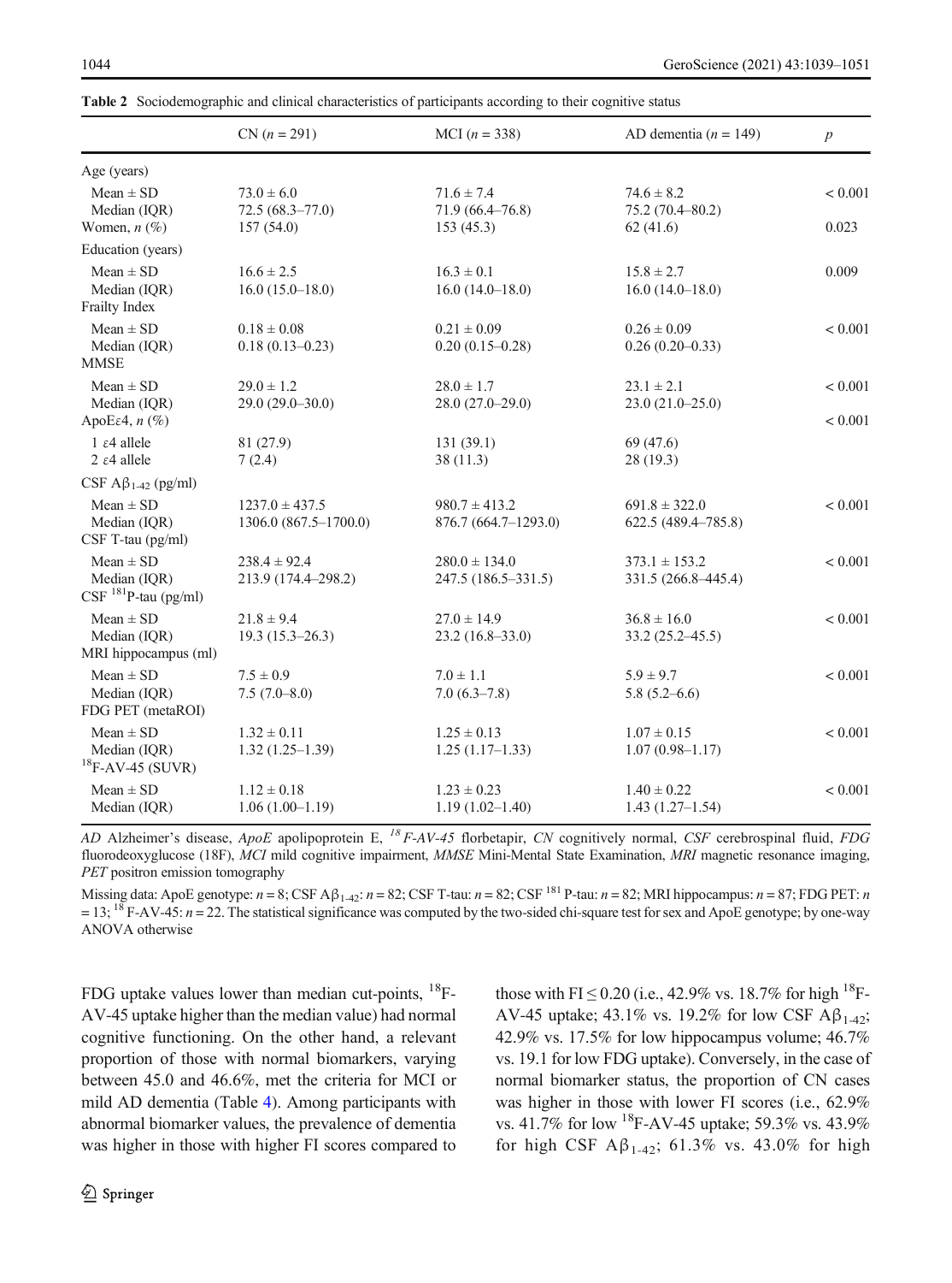**Table 2** Sociodemographic and clinical characteristics of participants according to their cognitive status

| | CN ($n$ = 291) | MCI ($n$ = 338) | AD dementia ($n$ = 149) | $p$ |
|---|---|---|---|---|
| Age (years) | | | | |
| Mean ± SD | 73.0 ± 6.0 | 71.6 ± 7.4 | 74.6 ± 8.2 | < 0.001 |
| Median (IQR) | 72.5 (68.3–77.0) | 71.9 (66.4–76.8) | 75.2 (70.4–80.2) | |
| Women, $n$ (%) | 157 (54.0) | 153 (45.3) | 62 (41.6) | 0.023 |
| Education (years) | | | | |
| Mean ± SD | 16.6 ± 2.5 | 16.3 ± 0.1 | 15.8 ± 2.7 | 0.009 |
| Median (IQR) | 16.0 (15.0–18.0) | 16.0 (14.0–18.0) | 16.0 (14.0–18.0) | |
| Frailty Index | | | | |
| Mean ± SD | 0.18 ± 0.08 | 0.21 ± 0.09 | 0.26 ± 0.09 | < 0.001 |
| Median (IQR) | 0.18 (0.13–0.23) | 0.20 (0.15–0.28) | 0.26 (0.20–0.33) | |
| MMSE | | | | |
| Mean ± SD | 29.0 ± 1.2 | 28.0 ± 1.7 | 23.1 ± 2.1 | < 0.001 |
| Median (IQR) | 29.0 (29.0–30.0) | 28.0 (27.0–29.0) | 23.0 (21.0–25.0) | |
| ApoE$\varepsilon$4, $n$ (%) | | | | < 0.001 |
| 1 $\varepsilon$4 allele | 81 (27.9) | 131 (39.1) | 69 (47.6) | |
| 2 $\varepsilon$4 allele | 7 (2.4) | 38 (11.3) | 28 (19.3) | |
| CSF A$\beta_{1\text{-}42}$ (pg/ml) | | | | |
| Mean ± SD | 1237.0 ± 437.5 | 980.7 ± 413.2 | 691.8 ± 322.0 | < 0.001 |
| Median (IQR) | 1306.0 (867.5–1700.0) | 876.7 (664.7–1293.0) | 622.5 (489.4–785.8) | |
| CSF T-tau (pg/ml) | | | | |
| Mean ± SD | 238.4 ± 92.4 | 280.0 ± 134.0 | 373.1 ± 153.2 | < 0.001 |
| Median (IQR) | 213.9 (174.4–298.2) | 247.5 (186.5–331.5) | 331.5 (266.8–445.4) | |
| CSF $^{181}$P-tau (pg/ml) | | | | |
| Mean ± SD | 21.8 ± 9.4 | 27.0 ± 14.9 | 36.8 ± 16.0 | < 0.001 |
| Median (IQR) | 19.3 (15.3–26.3) | 23.2 (16.8–33.0) | 33.2 (25.2–45.5) | |
| MRI hippocampus (ml) | | | | |
| Mean ± SD | 7.5 ± 0.9 | 7.0 ± 1.1 | 5.9 ± 9.7 | < 0.001 |
| Median (IQR) | 7.5 (7.0–8.0) | 7.0 (6.3–7.8) | 5.8 (5.2–6.6) | |
| FDG PET (metaROI) | | | | |
| Mean ± SD | 1.32 ± 0.11 | 1.25 ± 0.13 | 1.07 ± 0.15 | < 0.001 |
| Median (IQR) | 1.32 (1.25–1.39) | 1.25 (1.17–1.33) | 1.07 (0.98–1.17) | |
| $^{18}$F-AV-45 (SUVR) | | | | |
| Mean ± SD | 1.12 ± 0.18 | 1.23 ± 0.23 | 1.40 ± 0.22 | < 0.001 |
| Median (IQR) | 1.06 (1.00–1.19) | 1.19 (1.02–1.40) | 1.43 (1.27–1.54) | |

*AD* Alzheimer's disease, *ApoE* apolipoprotein E, *$^{18}$F-AV-45* florbetapir, *CN* cognitively normal, *CSF* cerebrospinal fluid, *FDG* fluorodeoxyglucose (18F), *MCI* mild cognitive impairment, *MMSE* Mini-Mental State Examination, *MRI* magnetic resonance imaging, *PET* positron emission tomography

Missing data: ApoE genotype: $n$ = 8; CSF A$\beta_{1\text{-}42}$: $n$ = 82; CSF T-tau: $n$ = 82; CSF $^{181}$ P-tau: $n$ = 82; MRI hippocampus: $n$ = 87; FDG PET: $n$ = 13; $^{18}$ F-AV-45: $n$ = 22. The statistical significance was computed by the two-sided chi-square test for sex and ApoE genotype; by one-way ANOVA otherwise

FDG uptake values lower than median cut-points, $^{18}$F-AV-45 uptake higher than the median value) had normal cognitive functioning. On the other hand, a relevant proportion of those with normal biomarkers, varying between 45.0 and 46.6%, met the criteria for MCI or mild AD dementia (Table 4). Among participants with abnormal biomarker values, the prevalence of dementia was higher in those with higher FI scores compared to those with FI ≤ 0.20 (i.e., 42.9% vs. 18.7% for high $^{18}$F-AV-45 uptake; 43.1% vs. 19.2% for low CSF A$\beta_{1\text{-}42}$; 42.9% vs. 17.5% for low hippocampus volume; 46.7% vs. 19.1 for low FDG uptake). Conversely, in the case of normal biomarker status, the proportion of CN cases was higher in those with lower FI scores (i.e., 62.9% vs. 41.7% for low $^{18}$F-AV-45 uptake; 59.3% vs. 43.9% for high CSF A$\beta_{1\text{-}42}$; 61.3% vs. 43.0% for high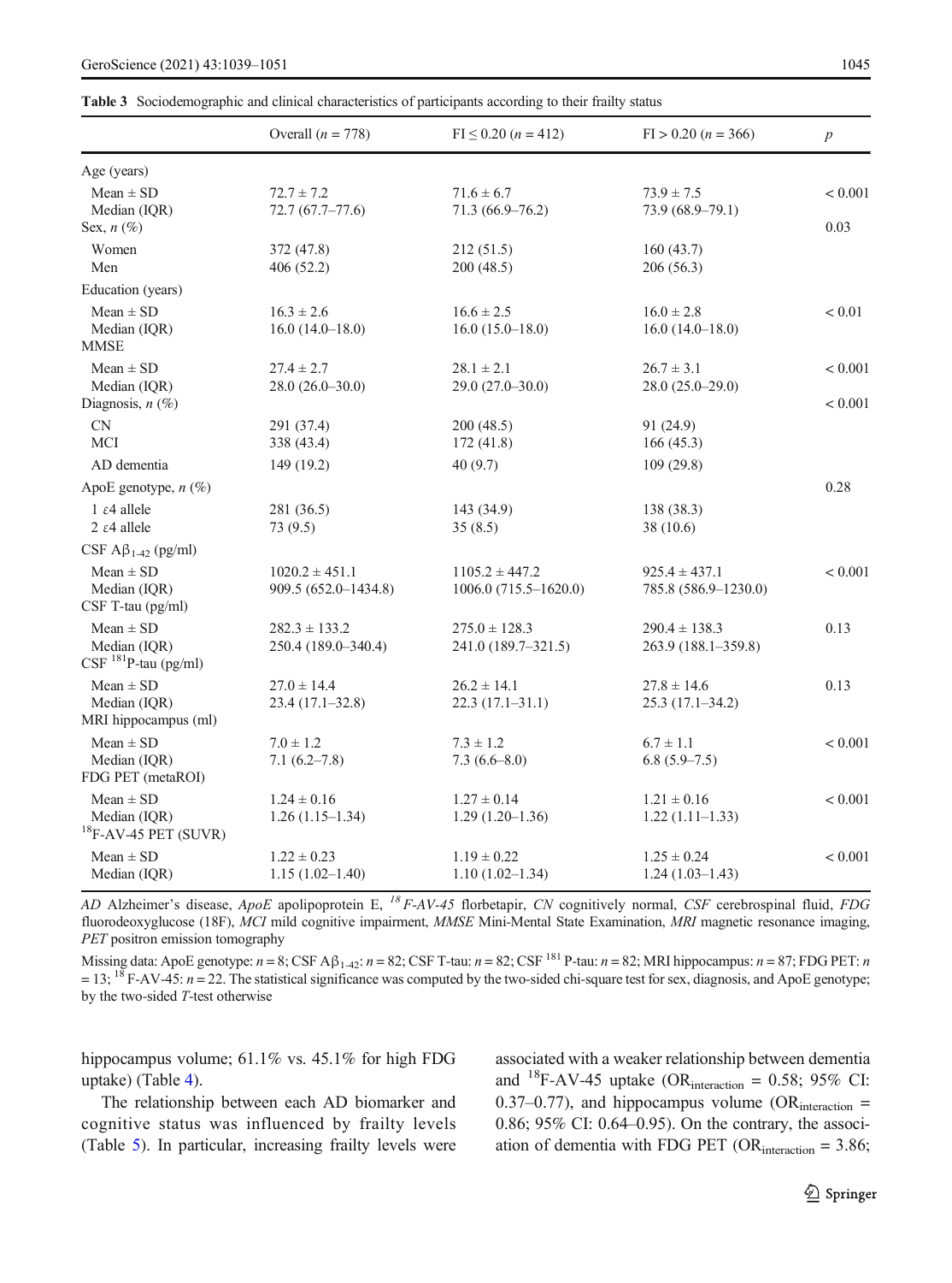**Table 3** Sociodemographic and clinical characteristics of participants according to their frailty status

| | Overall ($n$ = 778) | FI ≤ 0.20 ($n$ = 412) | FI > 0.20 ($n$ = 366) | $p$ |
|---|---|---|---|---|
| Age (years) | | | | |
| Mean ± SD | 72.7 ± 7.2 | 71.6 ± 6.7 | 73.9 ± 7.5 | < 0.001 |
| Median (IQR) | 72.7 (67.7–77.6) | 71.3 (66.9–76.2) | 73.9 (68.9–79.1) | |
| Sex, $n$ (%) | | | | 0.03 |
| Women | 372 (47.8) | 212 (51.5) | 160 (43.7) | |
| Men | 406 (52.2) | 200 (48.5) | 206 (56.3) | |
| Education (years) | | | | |
| Mean ± SD | 16.3 ± 2.6 | 16.6 ± 2.5 | 16.0 ± 2.8 | < 0.01 |
| Median (IQR) | 16.0 (14.0–18.0) | 16.0 (15.0–18.0) | 16.0 (14.0–18.0) | |
| MMSE | | | | |
| Mean ± SD | 27.4 ± 2.7 | 28.1 ± 2.1 | 26.7 ± 3.1 | < 0.001 |
| Median (IQR) | 28.0 (26.0–30.0) | 29.0 (27.0–30.0) | 28.0 (25.0–29.0) | |
| Diagnosis, $n$ (%) | | | | < 0.001 |
| CN | 291 (37.4) | 200 (48.5) | 91 (24.9) | |
| MCI | 338 (43.4) | 172 (41.8) | 166 (45.3) | |
| AD dementia | 149 (19.2) | 40 (9.7) | 109 (29.8) | |
| ApoE genotype, $n$ (%) | | | | 0.28 |
| 1 ε4 allele | 281 (36.5) | 143 (34.9) | 138 (38.3) | |
| 2 ε4 allele | 73 (9.5) | 35 (8.5) | 38 (10.6) | |
| CSF $A\beta_{1-42}$ (pg/ml) | | | | |
| Mean ± SD | 1020.2 ± 451.1 | 1105.2 ± 447.2 | 925.4 ± 437.1 | < 0.001 |
| Median (IQR) | 909.5 (652.0–1434.8) | 1006.0 (715.5–1620.0) | 785.8 (586.9–1230.0) | |
| CSF T-tau (pg/ml) | | | | |
| Mean ± SD | 282.3 ± 133.2 | 275.0 ± 128.3 | 290.4 ± 138.3 | 0.13 |
| Median (IQR) | 250.4 (189.0–340.4) | 241.0 (189.7–321.5) | 263.9 (188.1–359.8) | |
| CSF $^{181}$P-tau (pg/ml) | | | | |
| Mean ± SD | 27.0 ± 14.4 | 26.2 ± 14.1 | 27.8 ± 14.6 | 0.13 |
| Median (IQR) | 23.4 (17.1–32.8) | 22.3 (17.1–31.1) | 25.3 (17.1–34.2) | |
| MRI hippocampus (ml) | | | | |
| Mean ± SD | 7.0 ± 1.2 | 7.3 ± 1.2 | 6.7 ± 1.1 | < 0.001 |
| Median (IQR) | 7.1 (6.2–7.8) | 7.3 (6.6–8.0) | 6.8 (5.9–7.5) | |
| FDG PET (metaROI) | | | | |
| Mean ± SD | 1.24 ± 0.16 | 1.27 ± 0.14 | 1.21 ± 0.16 | < 0.001 |
| Median (IQR) | 1.26 (1.15–1.34) | 1.29 (1.20–1.36) | 1.22 (1.11–1.33) | |
| $^{18}$F-AV-45 PET (SUVR) | | | | |
| Mean ± SD | 1.22 ± 0.23 | 1.19 ± 0.22 | 1.25 ± 0.24 | < 0.001 |
| Median (IQR) | 1.15 (1.02–1.40) | 1.10 (1.02–1.34) | 1.24 (1.03–1.43) | |

*AD* Alzheimer's disease, *ApoE* apolipoprotein E, *$^{18}$F-AV-45* florbetapir, *CN* cognitively normal, *CSF* cerebrospinal fluid, *FDG* fluorodeoxyglucose (18F), *MCI* mild cognitive impairment, *MMSE* Mini-Mental State Examination, *MRI* magnetic resonance imaging, *PET* positron emission tomography

Missing data: ApoE genotype: $n$ = 8; CSF $A\beta_{1-42}$: $n$ = 82; CSF T-tau: $n$ = 82; CSF $^{181}$P-tau: $n$ = 82; MRI hippocampus: $n$ = 87; FDG PET: $n$ = 13; $^{18}$F-AV-45: $n$ = 22. The statistical significance was computed by the two-sided chi-square test for sex, diagnosis, and ApoE genotype; by the two-sided *T*-test otherwise

hippocampus volume; 61.1% vs. 45.1% for high FDG uptake) (Table 4).

The relationship between each AD biomarker and cognitive status was influenced by frailty levels (Table 5). In particular, increasing frailty levels were associated with a weaker relationship between dementia and $^{18}$F-AV-45 uptake ($OR_{interaction}$ = 0.58; 95% CI: 0.37–0.77), and hippocampus volume ($OR_{interaction}$ = 0.86; 95% CI: 0.64–0.95). On the contrary, the association of dementia with FDG PET ($OR_{interaction}$ = 3.86;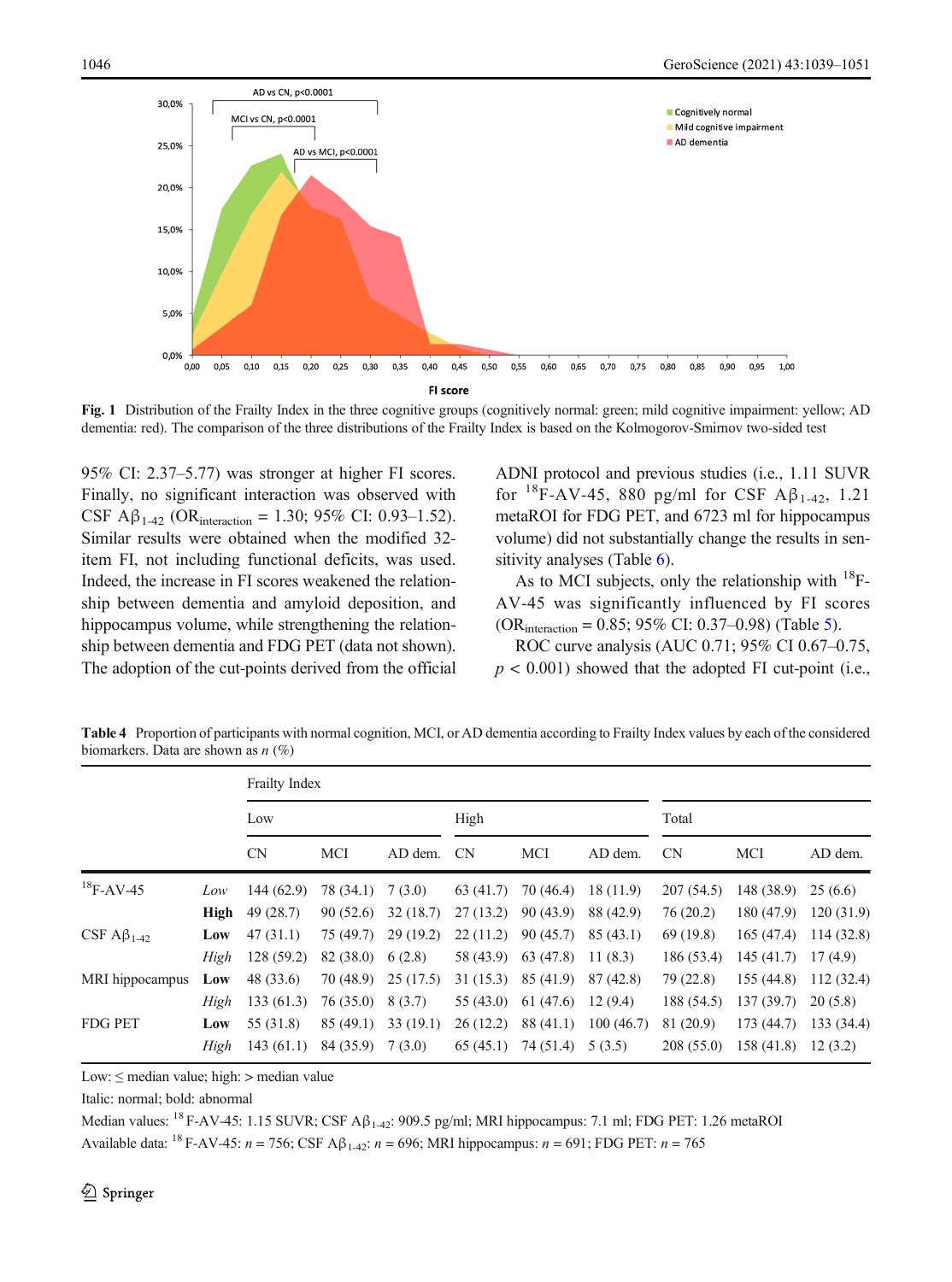Fig. 1 Distribution of the Frailty Index in the three cognitive groups (cognitively normal: green; mild cognitive impairment: yellow; AD dementia: red). The comparison of the three distributions of the Frailty Index is based on the Kolmogorov-Smirnov two-sided test

95% CI: 2.37–5.77) was stronger at higher FI scores. Finally, no significant interaction was observed with CSF $A\beta_{1-42}$ ($OR_{interaction}$ = 1.30; 95% CI: 0.93–1.52). Similar results were obtained when the modified 32-item FI, not including functional deficits, was used. Indeed, the increase in FI scores weakened the relationship between dementia and amyloid deposition, and hippocampus volume, while strengthening the relationship between dementia and FDG PET (data not shown). The adoption of the cut-points derived from the official ADNI protocol and previous studies (i.e., 1.11 SUVR for $^{18}$F-AV-45, 880 pg/ml for CSF $A\beta_{1-42}$, 1.21 metaROI for FDG PET, and 6723 ml for hippocampus volume) did not substantially change the results in sensitivity analyses (Table 6).

As to MCI subjects, only the relationship with $^{18}$F-AV-45 was significantly influenced by FI scores ($OR_{interaction}$ = 0.85; 95% CI: 0.37–0.98) (Table 5).

ROC curve analysis (AUC 0.71; 95% CI 0.67–0.75, $p < 0.001$) showed that the adopted FI cut-point (i.e.,

Table 4 Proportion of participants with normal cognition, MCI, or AD dementia according to Frailty Index values by each of the considered biomarkers. Data are shown as *n* (%)

| | | Frailty Index | | | | | | | | |
|---|---|---|---|---|---|---|---|---|---|---|
| | | Low | | | High | | | Total | | |
| | | CN | MCI | AD dem. | CN | MCI | AD dem. | CN | MCI | AD dem. |
| $^{18}$F-AV-45 | *Low* | 144 (62.9) | 78 (34.1) | 7 (3.0) | 63 (41.7) | 70 (46.4) | 18 (11.9) | 207 (54.5) | 148 (38.9) | 25 (6.6) |
| | **High** | 49 (28.7) | 90 (52.6) | 32 (18.7) | 27 (13.2) | 90 (43.9) | 88 (42.9) | 76 (20.2) | 180 (47.9) | 120 (31.9) |
| CSF $A\beta_{1-42}$ | **Low** | 47 (31.1) | 75 (49.7) | 29 (19.2) | 22 (11.2) | 90 (45.7) | 85 (43.1) | 69 (19.8) | 165 (47.4) | 114 (32.8) |
| | *High* | 128 (59.2) | 82 (38.0) | 6 (2.8) | 58 (43.9) | 63 (47.8) | 11 (8.3) | 186 (53.4) | 145 (41.7) | 17 (4.9) |
| MRI hippocampus | **Low** | 48 (33.6) | 70 (48.9) | 25 (17.5) | 31 (15.3) | 85 (41.9) | 87 (42.8) | 79 (22.8) | 155 (44.8) | 112 (32.4) |
| | *High* | 133 (61.3) | 76 (35.0) | 8 (3.7) | 55 (43.0) | 61 (47.6) | 12 (9.4) | 188 (54.5) | 137 (39.7) | 20 (5.8) |
| FDG PET | **Low** | 55 (31.8) | 85 (49.1) | 33 (19.1) | 26 (12.2) | 88 (41.1) | 100 (46.7) | 81 (20.9) | 173 (44.7) | 133 (34.4) |
| | *High* | 143 (61.1) | 84 (35.9) | 7 (3.0) | 65 (45.1) | 74 (51.4) | 5 (3.5) | 208 (55.0) | 158 (41.8) | 12 (3.2) |

Low: ≤ median value; high: > median value

Italic: normal; bold: abnormal

Median values: $^{18}$F-AV-45: 1.15 SUVR; CSF $A\beta_{1-42}$: 909.5 pg/ml; MRI hippocampus: 7.1 ml; FDG PET: 1.26 metaROI

Available data: $^{18}$F-AV-45: $n$ = 756; CSF $A\beta_{1-42}$: $n$ = 696; MRI hippocampus: $n$ = 691; FDG PET: $n$ = 765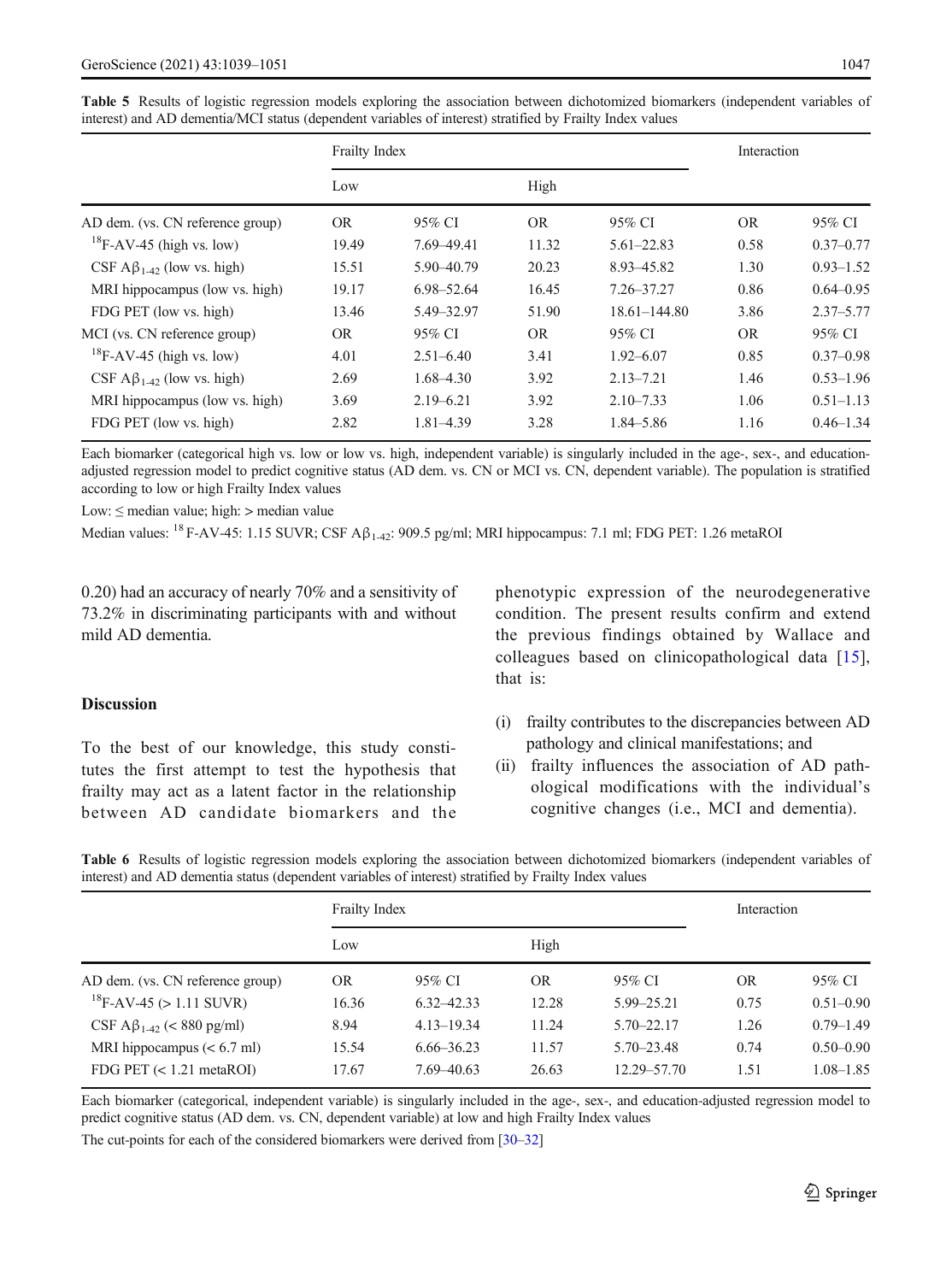**Table 5** Results of logistic regression models exploring the association between dichotomized biomarkers (independent variables of interest) and AD dementia/MCI status (dependent variables of interest) stratified by Frailty Index values

| | Frailty Index | | | | Interaction | |
|---|---|---|---|---|---|---|
| | Low | | High | | | |
| AD dem. (vs. CN reference group) | OR | 95% CI | OR | 95% CI | OR | 95% CI |
| $^{18}$F-AV-45 (high vs. low) | 19.49 | 7.69–49.41 | 11.32 | 5.61–22.83 | 0.58 | 0.37–0.77 |
| CSF $A\beta_{1-42}$ (low vs. high) | 15.51 | 5.90–40.79 | 20.23 | 8.93–45.82 | 1.30 | 0.93–1.52 |
| MRI hippocampus (low vs. high) | 19.17 | 6.98–52.64 | 16.45 | 7.26–37.27 | 0.86 | 0.64–0.95 |
| FDG PET (low vs. high) | 13.46 | 5.49–32.97 | 51.90 | 18.61–144.80 | 3.86 | 2.37–5.77 |
| MCI (vs. CN reference group) | OR | 95% CI | OR | 95% CI | OR | 95% CI |
| $^{18}$F-AV-45 (high vs. low) | 4.01 | 2.51–6.40 | 3.41 | 1.92–6.07 | 0.85 | 0.37–0.98 |
| CSF $A\beta_{1-42}$ (low vs. high) | 2.69 | 1.68–4.30 | 3.92 | 2.13–7.21 | 1.46 | 0.53–1.96 |
| MRI hippocampus (low vs. high) | 3.69 | 2.19–6.21 | 3.92 | 2.10–7.33 | 1.06 | 0.51–1.13 |
| FDG PET (low vs. high) | 2.82 | 1.81–4.39 | 3.28 | 1.84–5.86 | 1.16 | 0.46–1.34 |

Each biomarker (categorical high vs. low or low vs. high, independent variable) is singularly included in the age-, sex-, and education-adjusted regression model to predict cognitive status (AD dem. vs. CN or MCI vs. CN, dependent variable). The population is stratified according to low or high Frailty Index values

Low: ≤ median value; high: > median value

Median values: $^{18}$F-AV-45: 1.15 SUVR; CSF $A\beta_{1-42}$: 909.5 pg/ml; MRI hippocampus: 7.1 ml; FDG PET: 1.26 metaROI

0.20) had an accuracy of nearly 70% and a sensitivity of 73.2% in discriminating participants with and without mild AD dementia.

## Discussion

To the best of our knowledge, this study constitutes the first attempt to test the hypothesis that frailty may act as a latent factor in the relationship between AD candidate biomarkers and the phenotypic expression of the neurodegenerative condition. The present results confirm and extend the previous findings obtained by Wallace and colleagues based on clinicopathological data [15], that is:

(i) frailty contributes to the discrepancies between AD pathology and clinical manifestations; and
(ii) frailty influences the association of AD pathological modifications with the individual's cognitive changes (i.e., MCI and dementia).

**Table 6** Results of logistic regression models exploring the association between dichotomized biomarkers (independent variables of interest) and AD dementia status (dependent variables of interest) stratified by Frailty Index values

| | Frailty Index | | | | Interaction | |
|---|---|---|---|---|---|---|
| | Low | | High | | | |
| AD dem. (vs. CN reference group) | OR | 95% CI | OR | 95% CI | OR | 95% CI |
| $^{18}$F-AV-45 (> 1.11 SUVR) | 16.36 | 6.32–42.33 | 12.28 | 5.99–25.21 | 0.75 | 0.51–0.90 |
| CSF $A\beta_{1-42}$ (< 880 pg/ml) | 8.94 | 4.13–19.34 | 11.24 | 5.70–22.17 | 1.26 | 0.79–1.49 |
| MRI hippocampus (< 6.7 ml) | 15.54 | 6.66–36.23 | 11.57 | 5.70–23.48 | 0.74 | 0.50–0.90 |
| FDG PET (< 1.21 metaROI) | 17.67 | 7.69–40.63 | 26.63 | 12.29–57.70 | 1.51 | 1.08–1.85 |

Each biomarker (categorical, independent variable) is singularly included in the age-, sex-, and education-adjusted regression model to predict cognitive status (AD dem. vs. CN, dependent variable) at low and high Frailty Index values

The cut-points for each of the considered biomarkers were derived from [30–32]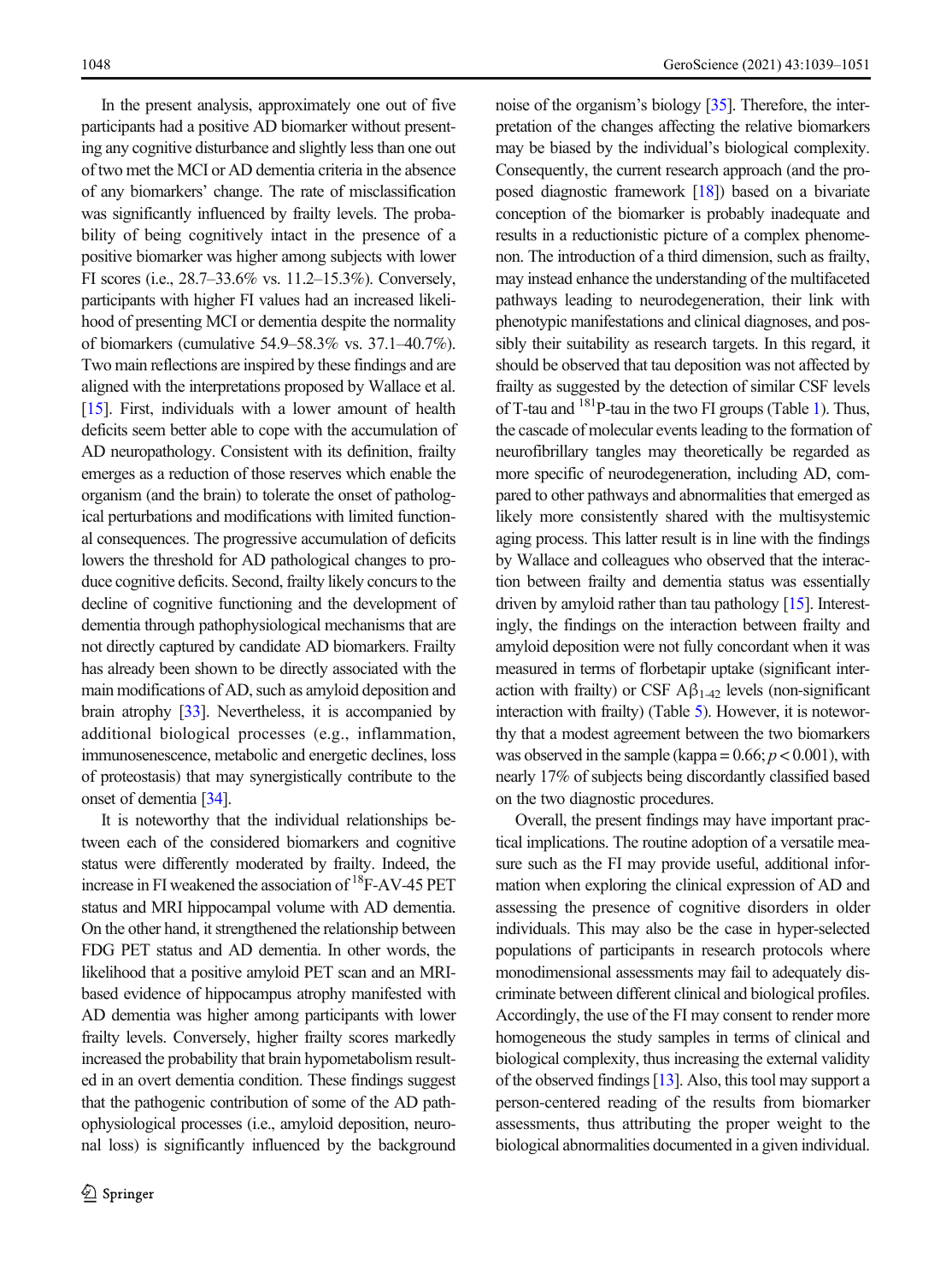In the present analysis, approximately one out of five participants had a positive AD biomarker without presenting any cognitive disturbance and slightly less than one out of two met the MCI or AD dementia criteria in the absence of any biomarkers' change. The rate of misclassification was significantly influenced by frailty levels. The probability of being cognitively intact in the presence of a positive biomarker was higher among subjects with lower FI scores (i.e., 28.7–33.6% vs. 11.2–15.3%). Conversely, participants with higher FI values had an increased likelihood of presenting MCI or dementia despite the normality of biomarkers (cumulative 54.9–58.3% vs. 37.1–40.7%). Two main reflections are inspired by these findings and are aligned with the interpretations proposed by Wallace et al. [15]. First, individuals with a lower amount of health deficits seem better able to cope with the accumulation of AD neuropathology. Consistent with its definition, frailty emerges as a reduction of those reserves which enable the organism (and the brain) to tolerate the onset of pathological perturbations and modifications with limited functional consequences. The progressive accumulation of deficits lowers the threshold for AD pathological changes to produce cognitive deficits. Second, frailty likely concurs to the decline of cognitive functioning and the development of dementia through pathophysiological mechanisms that are not directly captured by candidate AD biomarkers. Frailty has already been shown to be directly associated with the main modifications of AD, such as amyloid deposition and brain atrophy [33]. Nevertheless, it is accompanied by additional biological processes (e.g., inflammation, immunosenescence, metabolic and energetic declines, loss of proteostasis) that may synergistically contribute to the onset of dementia [34].

It is noteworthy that the individual relationships between each of the considered biomarkers and cognitive status were differently moderated by frailty. Indeed, the increase in FI weakened the association of $^{18}$F-AV-45 PET status and MRI hippocampal volume with AD dementia. On the other hand, it strengthened the relationship between FDG PET status and AD dementia. In other words, the likelihood that a positive amyloid PET scan and an MRI-based evidence of hippocampus atrophy manifested with AD dementia was higher among participants with lower frailty levels. Conversely, higher frailty scores markedly increased the probability that brain hypometabolism resulted in an overt dementia condition. These findings suggest that the pathogenic contribution of some of the AD pathophysiological processes (i.e., amyloid deposition, neuronal loss) is significantly influenced by the background noise of the organism's biology [35]. Therefore, the interpretation of the changes affecting the relative biomarkers may be biased by the individual's biological complexity. Consequently, the current research approach (and the proposed diagnostic framework [18]) based on a bivariate conception of the biomarker is probably inadequate and results in a reductionistic picture of a complex phenomenon. The introduction of a third dimension, such as frailty, may instead enhance the understanding of the multifaceted pathways leading to neurodegeneration, their link with phenotypic manifestations and clinical diagnoses, and possibly their suitability as research targets. In this regard, it should be observed that tau deposition was not affected by frailty as suggested by the detection of similar CSF levels of T-tau and $^{181}$P-tau in the two FI groups (Table 1). Thus, the cascade of molecular events leading to the formation of neurofibrillary tangles may theoretically be regarded as more specific of neurodegeneration, including AD, compared to other pathways and abnormalities that emerged as likely more consistently shared with the multisystemic aging process. This latter result is in line with the findings by Wallace and colleagues who observed that the interaction between frailty and dementia status was essentially driven by amyloid rather than tau pathology [15]. Interestingly, the findings on the interaction between frailty and amyloid deposition were not fully concordant when it was measured in terms of florbetapir uptake (significant interaction with frailty) or CSF A$\beta_{1-42}$ levels (non-significant interaction with frailty) (Table 5). However, it is noteworthy that a modest agreement between the two biomarkers was observed in the sample (kappa = 0.66; $p < 0.001$), with nearly 17% of subjects being discordantly classified based on the two diagnostic procedures.

Overall, the present findings may have important practical implications. The routine adoption of a versatile measure such as the FI may provide useful, additional information when exploring the clinical expression of AD and assessing the presence of cognitive disorders in older individuals. This may also be the case in hyper-selected populations of participants in research protocols where monodimensional assessments may fail to adequately discriminate between different clinical and biological profiles. Accordingly, the use of the FI may consent to render more homogeneous the study samples in terms of clinical and biological complexity, thus increasing the external validity of the observed findings [13]. Also, this tool may support a person-centered reading of the results from biomarker assessments, thus attributing the proper weight to the biological abnormalities documented in a given individual.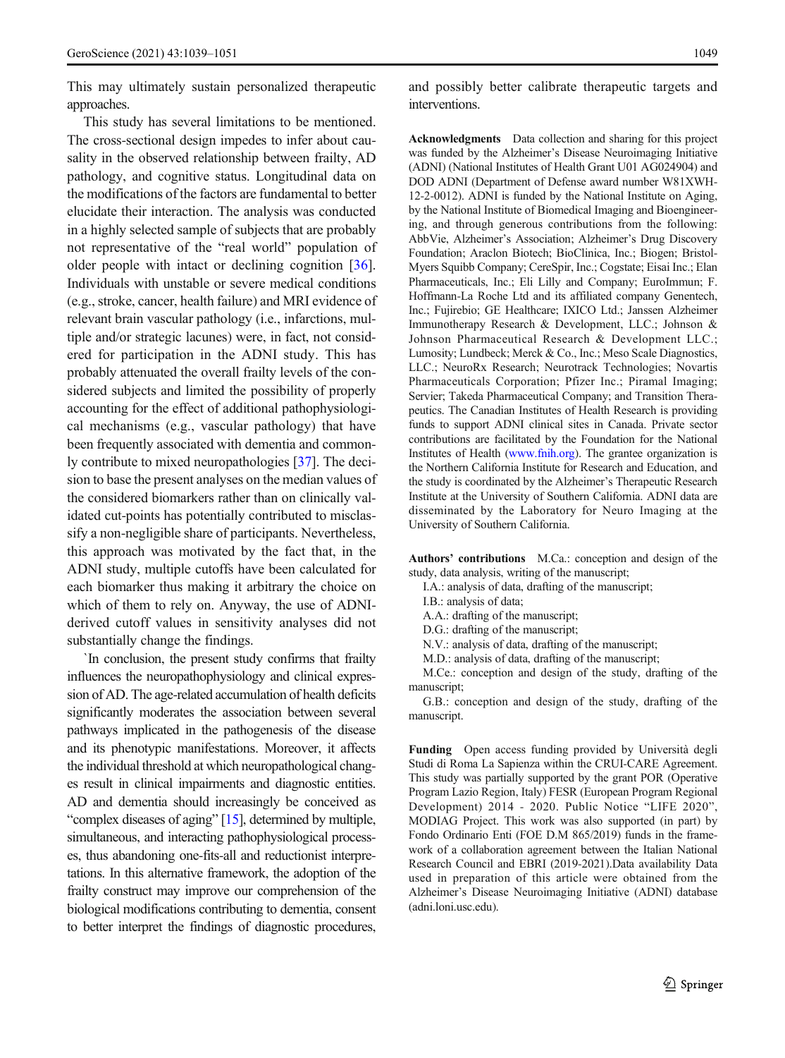This may ultimately sustain personalized therapeutic approaches.

This study has several limitations to be mentioned. The cross-sectional design impedes to infer about causality in the observed relationship between frailty, AD pathology, and cognitive status. Longitudinal data on the modifications of the factors are fundamental to better elucidate their interaction. The analysis was conducted in a highly selected sample of subjects that are probably not representative of the "real world" population of older people with intact or declining cognition [36]. Individuals with unstable or severe medical conditions (e.g., stroke, cancer, health failure) and MRI evidence of relevant brain vascular pathology (i.e., infarctions, multiple and/or strategic lacunes) were, in fact, not considered for participation in the ADNI study. This has probably attenuated the overall frailty levels of the considered subjects and limited the possibility of properly accounting for the effect of additional pathophysiological mechanisms (e.g., vascular pathology) that have been frequently associated with dementia and commonly contribute to mixed neuropathologies [37]. The decision to base the present analyses on the median values of the considered biomarkers rather than on clinically validated cut-points has potentially contributed to misclassify a non-negligible share of participants. Nevertheless, this approach was motivated by the fact that, in the ADNI study, multiple cutoffs have been calculated for each biomarker thus making it arbitrary the choice on which of them to rely on. Anyway, the use of ADNI-derived cutoff values in sensitivity analyses did not substantially change the findings.

`In conclusion, the present study confirms that frailty influences the neuropathophysiology and clinical expression of AD. The age-related accumulation of health deficits significantly moderates the association between several pathways implicated in the pathogenesis of the disease and its phenotypic manifestations. Moreover, it affects the individual threshold at which neuropathological changes result in clinical impairments and diagnostic entities. AD and dementia should increasingly be conceived as "complex diseases of aging" [15], determined by multiple, simultaneous, and interacting pathophysiological processes, thus abandoning one-fits-all and reductionist interpretations. In this alternative framework, the adoption of the frailty construct may improve our comprehension of the biological modifications contributing to dementia, consent to better interpret the findings of diagnostic procedures, and possibly better calibrate therapeutic targets and interventions.

**Acknowledgments** Data collection and sharing for this project was funded by the Alzheimer's Disease Neuroimaging Initiative (ADNI) (National Institutes of Health Grant U01 AG024904) and DOD ADNI (Department of Defense award number W81XWH-12-2-0012). ADNI is funded by the National Institute on Aging, by the National Institute of Biomedical Imaging and Bioengineering, and through generous contributions from the following: AbbVie, Alzheimer's Association; Alzheimer's Drug Discovery Foundation; Araclon Biotech; BioClinica, Inc.; Biogen; Bristol-Myers Squibb Company; CereSpir, Inc.; Cogstate; Eisai Inc.; Elan Pharmaceuticals, Inc.; Eli Lilly and Company; EuroImmun; F. Hoffmann-La Roche Ltd and its affiliated company Genentech, Inc.; Fujirebio; GE Healthcare; IXICO Ltd.; Janssen Alzheimer Immunotherapy Research & Development, LLC.; Johnson & Johnson Pharmaceutical Research & Development LLC.; Lumosity; Lundbeck; Merck & Co., Inc.; Meso Scale Diagnostics, LLC.; NeuroRx Research; Neurotrack Technologies; Novartis Pharmaceuticals Corporation; Pfizer Inc.; Piramal Imaging; Servier; Takeda Pharmaceutical Company; and Transition Therapeutics. The Canadian Institutes of Health Research is providing funds to support ADNI clinical sites in Canada. Private sector contributions are facilitated by the Foundation for the National Institutes of Health (www.fnih.org). The grantee organization is the Northern California Institute for Research and Education, and the study is coordinated by the Alzheimer's Therapeutic Research Institute at the University of Southern California. ADNI data are disseminated by the Laboratory for Neuro Imaging at the University of Southern California.

**Authors' contributions** M.Ca.: conception and design of the study, data analysis, writing of the manuscript;

I.A.: analysis of data, drafting of the manuscript;

I.B.: analysis of data;

A.A.: drafting of the manuscript;

D.G.: drafting of the manuscript;

N.V.: analysis of data, drafting of the manuscript;

M.D.: analysis of data, drafting of the manuscript;

M.Ce.: conception and design of the study, drafting of the manuscript;

G.B.: conception and design of the study, drafting of the manuscript.

**Funding** Open access funding provided by Università degli Studi di Roma La Sapienza within the CRUI-CARE Agreement. This study was partially supported by the grant POR (Operative Program Lazio Region, Italy) FESR (European Program Regional Development) 2014 - 2020. Public Notice "LIFE 2020", MODIAG Project. This work was also supported (in part) by Fondo Ordinario Enti (FOE D.M 865/2019) funds in the framework of a collaboration agreement between the Italian National Research Council and EBRI (2019-2021).Data availability Data used in preparation of this article were obtained from the Alzheimer's Disease Neuroimaging Initiative (ADNI) database (adni.loni.usc.edu).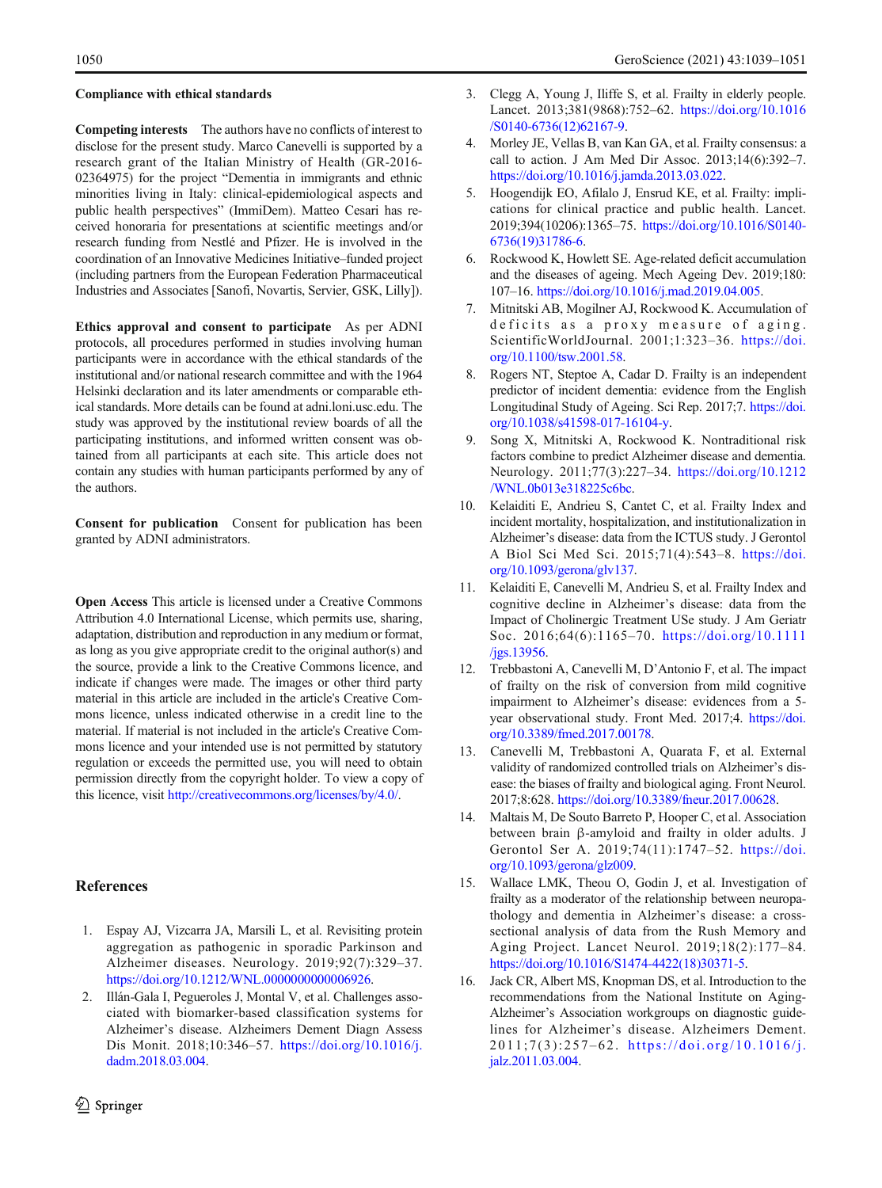**Compliance with ethical standards**

**Competing interests** The authors have no conflicts of interest to disclose for the present study. Marco Canevelli is supported by a research grant of the Italian Ministry of Health (GR-2016-02364975) for the project "Dementia in immigrants and ethnic minorities living in Italy: clinical-epidemiological aspects and public health perspectives" (ImmiDem). Matteo Cesari has received honoraria for presentations at scientific meetings and/or research funding from Nestlé and Pfizer. He is involved in the coordination of an Innovative Medicines Initiative–funded project (including partners from the European Federation Pharmaceutical Industries and Associates [Sanofi, Novartis, Servier, GSK, Lilly]).

**Ethics approval and consent to participate** As per ADNI protocols, all procedures performed in studies involving human participants were in accordance with the ethical standards of the institutional and/or national research committee and with the 1964 Helsinki declaration and its later amendments or comparable ethical standards. More details can be found at adni.loni.usc.edu. The study was approved by the institutional review boards of all the participating institutions, and informed written consent was obtained from all participants at each site. This article does not contain any studies with human participants performed by any of the authors.

**Consent for publication** Consent for publication has been granted by ADNI administrators.

**Open Access** This article is licensed under a Creative Commons Attribution 4.0 International License, which permits use, sharing, adaptation, distribution and reproduction in any medium or format, as long as you give appropriate credit to the original author(s) and the source, provide a link to the Creative Commons licence, and indicate if changes were made. The images or other third party material in this article are included in the article's Creative Commons licence, unless indicated otherwise in a credit line to the material. If material is not included in the article's Creative Commons licence and your intended use is not permitted by statutory regulation or exceeds the permitted use, you will need to obtain permission directly from the copyright holder. To view a copy of this licence, visit http://creativecommons.org/licenses/by/4.0/.

## References

1. Espay AJ, Vizcarra JA, Marsili L, et al. Revisiting protein aggregation as pathogenic in sporadic Parkinson and Alzheimer diseases. Neurology. 2019;92(7):329–37. https://doi.org/10.1212/WNL.0000000000006926.
2. Illán-Gala I, Pegueroles J, Montal V, et al. Challenges associated with biomarker-based classification systems for Alzheimer's disease. Alzheimers Dement Diagn Assess Dis Monit. 2018;10:346–57. https://doi.org/10.1016/j.dadm.2018.03.004.
3. Clegg A, Young J, Iliffe S, et al. Frailty in elderly people. Lancet. 2013;381(9868):752–62. https://doi.org/10.1016/S0140-6736(12)62167-9.
4. Morley JE, Vellas B, van Kan GA, et al. Frailty consensus: a call to action. J Am Med Dir Assoc. 2013;14(6):392–7. https://doi.org/10.1016/j.jamda.2013.03.022.
5. Hoogendijk EO, Afilalo J, Ensrud KE, et al. Frailty: implications for clinical practice and public health. Lancet. 2019;394(10206):1365–75. https://doi.org/10.1016/S0140-6736(19)31786-6.
6. Rockwood K, Howlett SE. Age-related deficit accumulation and the diseases of ageing. Mech Ageing Dev. 2019;180:107–16. https://doi.org/10.1016/j.mad.2019.04.005.
7. Mitnitski AB, Mogilner AJ, Rockwood K. Accumulation of deficits as a proxy measure of aging. ScientificWorldJournal. 2001;1:323–36. https://doi.org/10.1100/tsw.2001.58.
8. Rogers NT, Steptoe A, Cadar D. Frailty is an independent predictor of incident dementia: evidence from the English Longitudinal Study of Ageing. Sci Rep. 2017;7. https://doi.org/10.1038/s41598-017-16104-y.
9. Song X, Mitnitski A, Rockwood K. Nontraditional risk factors combine to predict Alzheimer disease and dementia. Neurology. 2011;77(3):227–34. https://doi.org/10.1212/WNL.0b013e318225c6bc.
10. Kelaiditi E, Andrieu S, Cantet C, et al. Frailty Index and incident mortality, hospitalization, and institutionalization in Alzheimer's disease: data from the ICTUS study. J Gerontol A Biol Sci Med Sci. 2015;71(4):543–8. https://doi.org/10.1093/gerona/glv137.
11. Kelaiditi E, Canevelli M, Andrieu S, et al. Frailty Index and cognitive decline in Alzheimer's disease: data from the Impact of Cholinergic Treatment USe study. J Am Geriatr Soc. 2016;64(6):1165–70. https://doi.org/10.1111/jgs.13956.
12. Trebbastoni A, Canevelli M, D'Antonio F, et al. The impact of frailty on the risk of conversion from mild cognitive impairment to Alzheimer's disease: evidences from a 5-year observational study. Front Med. 2017;4. https://doi.org/10.3389/fmed.2017.00178.
13. Canevelli M, Trebbastoni A, Quarata F, et al. External validity of randomized controlled trials on Alzheimer's disease: the biases of frailty and biological aging. Front Neurol. 2017;8:628. https://doi.org/10.3389/fneur.2017.00628.
14. Maltais M, De Souto Barreto P, Hooper C, et al. Association between brain β-amyloid and frailty in older adults. J Gerontol Ser A. 2019;74(11):1747–52. https://doi.org/10.1093/gerona/glz009.
15. Wallace LMK, Theou O, Godin J, et al. Investigation of frailty as a moderator of the relationship between neuropathology and dementia in Alzheimer's disease: a cross-sectional analysis of data from the Rush Memory and Aging Project. Lancet Neurol. 2019;18(2):177–84. https://doi.org/10.1016/S1474-4422(18)30371-5.
16. Jack CR, Albert MS, Knopman DS, et al. Introduction to the recommendations from the National Institute on Aging-Alzheimer's Association workgroups on diagnostic guidelines for Alzheimer's disease. Alzheimers Dement. 2011;7(3):257–62. https://doi.org/10.1016/j.jalz.2011.03.004.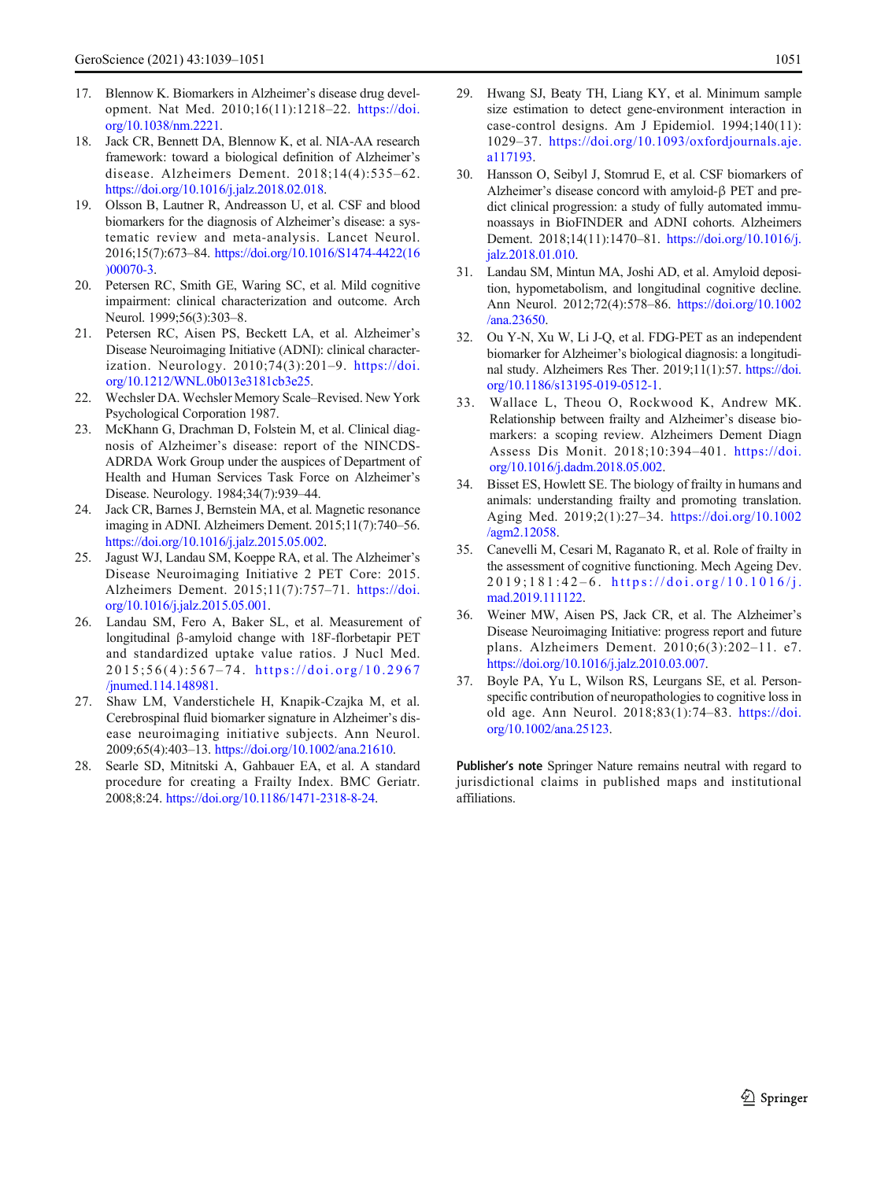17. Blennow K. Biomarkers in Alzheimer's disease drug development. Nat Med. 2010;16(11):1218–22. https://doi.org/10.1038/nm.2221.
18. Jack CR, Bennett DA, Blennow K, et al. NIA-AA research framework: toward a biological definition of Alzheimer's disease. Alzheimers Dement. 2018;14(4):535–62. https://doi.org/10.1016/j.jalz.2018.02.018.
19. Olsson B, Lautner R, Andreasson U, et al. CSF and blood biomarkers for the diagnosis of Alzheimer's disease: a systematic review and meta-analysis. Lancet Neurol. 2016;15(7):673–84. https://doi.org/10.1016/S1474-4422(16)00070-3.
20. Petersen RC, Smith GE, Waring SC, et al. Mild cognitive impairment: clinical characterization and outcome. Arch Neurol. 1999;56(3):303–8.
21. Petersen RC, Aisen PS, Beckett LA, et al. Alzheimer's Disease Neuroimaging Initiative (ADNI): clinical characterization. Neurology. 2010;74(3):201–9. https://doi.org/10.1212/WNL.0b013e3181cb3e25.
22. Wechsler DA. Wechsler Memory Scale–Revised. New York Psychological Corporation 1987.
23. McKhann G, Drachman D, Folstein M, et al. Clinical diagnosis of Alzheimer's disease: report of the NINCDS-ADRDA Work Group under the auspices of Department of Health and Human Services Task Force on Alzheimer's Disease. Neurology. 1984;34(7):939–44.
24. Jack CR, Barnes J, Bernstein MA, et al. Magnetic resonance imaging in ADNI. Alzheimers Dement. 2015;11(7):740–56. https://doi.org/10.1016/j.jalz.2015.05.002.
25. Jagust WJ, Landau SM, Koeppe RA, et al. The Alzheimer's Disease Neuroimaging Initiative 2 PET Core: 2015. Alzheimers Dement. 2015;11(7):757–71. https://doi.org/10.1016/j.jalz.2015.05.001.
26. Landau SM, Fero A, Baker SL, et al. Measurement of longitudinal β-amyloid change with 18F-florbetapir PET and standardized uptake value ratios. J Nucl Med. 2015;56(4):567–74. https://doi.org/10.2967/jnumed.114.148981.
27. Shaw LM, Vanderstichele H, Knapik-Czajka M, et al. Cerebrospinal fluid biomarker signature in Alzheimer's disease neuroimaging initiative subjects. Ann Neurol. 2009;65(4):403–13. https://doi.org/10.1002/ana.21610.
28. Searle SD, Mitnitski A, Gahbauer EA, et al. A standard procedure for creating a Frailty Index. BMC Geriatr. 2008;8:24. https://doi.org/10.1186/1471-2318-8-24.
29. Hwang SJ, Beaty TH, Liang KY, et al. Minimum sample size estimation to detect gene-environment interaction in case-control designs. Am J Epidemiol. 1994;140(11):1029–37. https://doi.org/10.1093/oxfordjournals.aje.a117193.
30. Hansson O, Seibyl J, Stomrud E, et al. CSF biomarkers of Alzheimer's disease concord with amyloid-β PET and predict clinical progression: a study of fully automated immunoassays in BioFINDER and ADNI cohorts. Alzheimers Dement. 2018;14(11):1470–81. https://doi.org/10.1016/j.jalz.2018.01.010.
31. Landau SM, Mintun MA, Joshi AD, et al. Amyloid deposition, hypometabolism, and longitudinal cognitive decline. Ann Neurol. 2012;72(4):578–86. https://doi.org/10.1002/ana.23650.
32. Ou Y-N, Xu W, Li J-Q, et al. FDG-PET as an independent biomarker for Alzheimer's biological diagnosis: a longitudinal study. Alzheimers Res Ther. 2019;11(1):57. https://doi.org/10.1186/s13195-019-0512-1.
33. Wallace L, Theou O, Rockwood K, Andrew MK. Relationship between frailty and Alzheimer's disease biomarkers: a scoping review. Alzheimers Dement Diagn Assess Dis Monit. 2018;10:394–401. https://doi.org/10.1016/j.dadm.2018.05.002.
34. Bisset ES, Howlett SE. The biology of frailty in humans and animals: understanding frailty and promoting translation. Aging Med. 2019;2(1):27–34. https://doi.org/10.1002/agm2.12058.
35. Canevelli M, Cesari M, Raganato R, et al. Role of frailty in the assessment of cognitive functioning. Mech Ageing Dev. 2019;181:42–6. https://doi.org/10.1016/j.mad.2019.111122.
36. Weiner MW, Aisen PS, Jack CR, et al. The Alzheimer's Disease Neuroimaging Initiative: progress report and future plans. Alzheimers Dement. 2010;6(3):202–11. e7. https://doi.org/10.1016/j.jalz.2010.03.007.
37. Boyle PA, Yu L, Wilson RS, Leurgans SE, et al. Person-specific contribution of neuropathologies to cognitive loss in old age. Ann Neurol. 2018;83(1):74–83. https://doi.org/10.1002/ana.25123.

**Publisher's note** Springer Nature remains neutral with regard to jurisdictional claims in published maps and institutional affiliations.